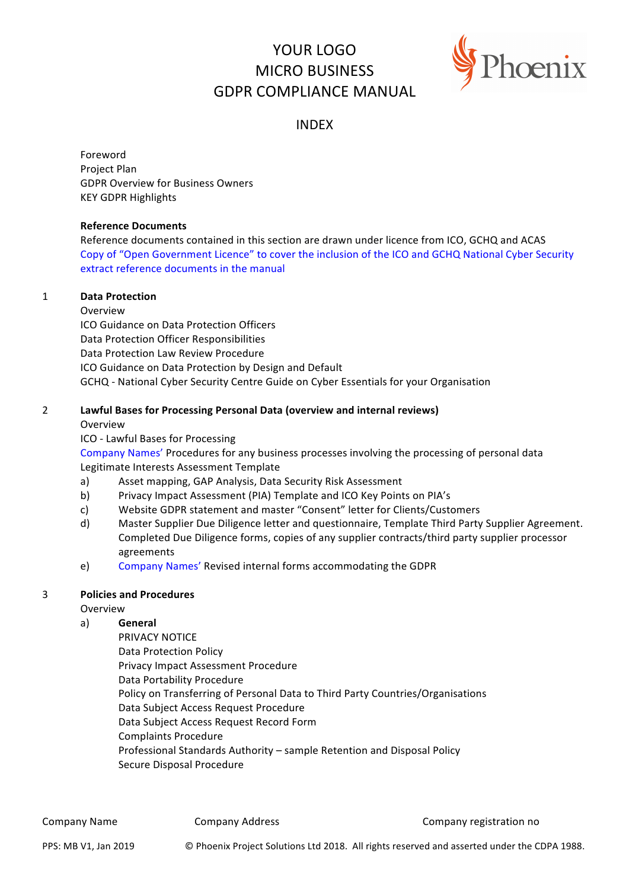# YOUR LOGO
# MICRO BUSINESS
# GDPR COMPLIANCE MANUAL

## INDEX

Foreword
Project Plan
GDPR Overview for Business Owners
KEY GDPR Highlights

**Reference Documents**
Reference documents contained in this section are drawn under licence from ICO, GCHQ and ACAS
Copy of "Open Government Licence" to cover the inclusion of the ICO and GCHQ National Cyber Security extract reference documents in the manual

1 **Data Protection**
Overview
ICO Guidance on Data Protection Officers
Data Protection Officer Responsibilities
Data Protection Law Review Procedure
ICO Guidance on Data Protection by Design and Default
GCHQ - National Cyber Security Centre Guide on Cyber Essentials for your Organisation

2 **Lawful Bases for Processing Personal Data (overview and internal reviews)**
Overview
ICO - Lawful Bases for Processing
Company Names' Procedures for any business processes involving the processing of personal data
Legitimate Interests Assessment Template

a) Asset mapping, GAP Analysis, Data Security Risk Assessment
b) Privacy Impact Assessment (PIA) Template and ICO Key Points on PIA's
c) Website GDPR statement and master "Consent" letter for Clients/Customers
d) Master Supplier Due Diligence letter and questionnaire, Template Third Party Supplier Agreement. Completed Due Diligence forms, copies of any supplier contracts/third party supplier processor agreements
e) Company Names' Revised internal forms accommodating the GDPR

3 **Policies and Procedures**
Overview

a) **General**
PRIVACY NOTICE
Data Protection Policy
Privacy Impact Assessment Procedure
Data Portability Procedure
Policy on Transferring of Personal Data to Third Party Countries/Organisations
Data Subject Access Request Procedure
Data Subject Access Request Record Form
Complaints Procedure
Professional Standards Authority – sample Retention and Disposal Policy
Secure Disposal Procedure

Company Name Company Address Company registration no

PPS: MB V1, Jan 2019 © Phoenix Project Solutions Ltd 2018. All rights reserved and asserted under the CDPA 1988.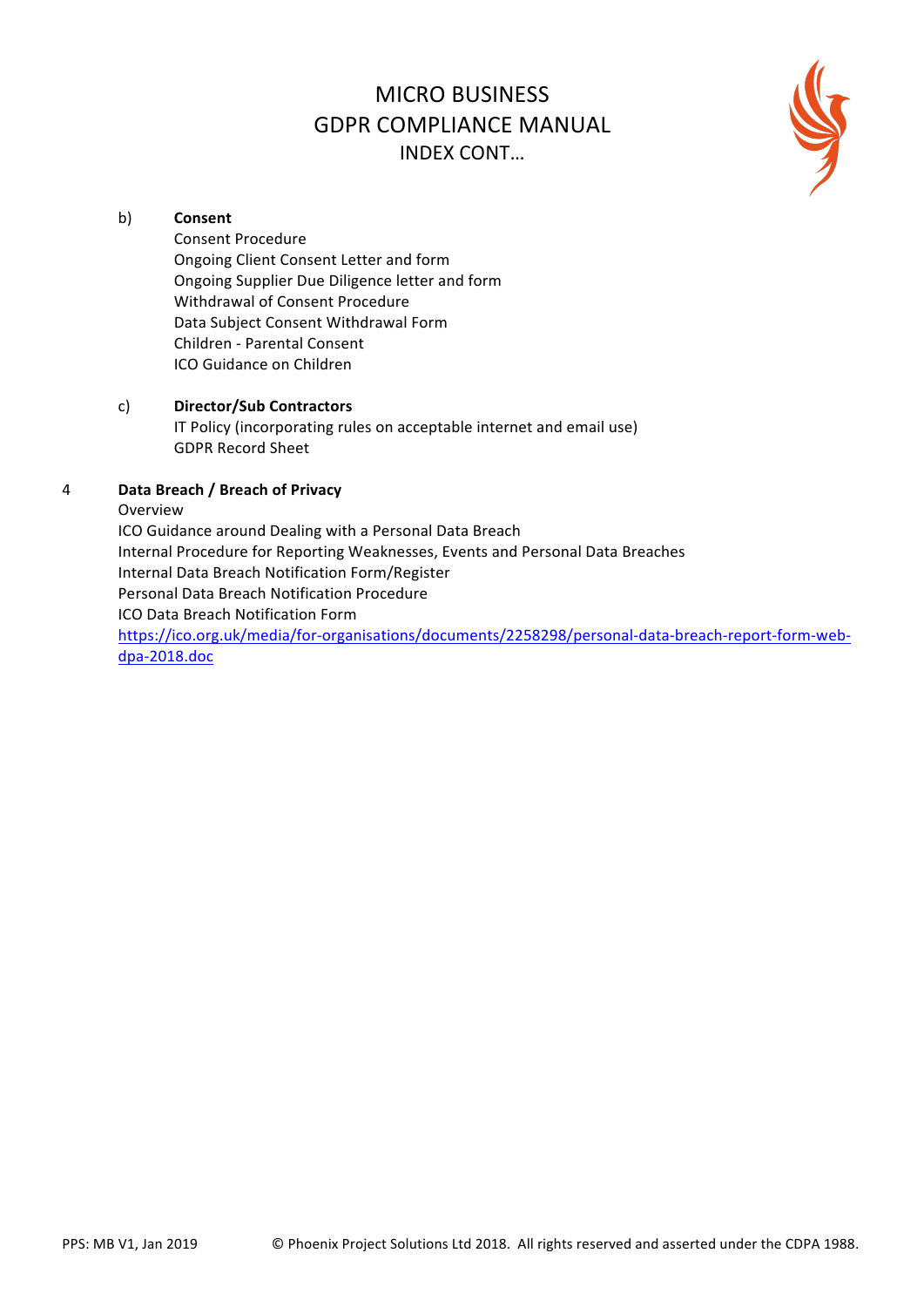# MICRO BUSINESS
# GDPR COMPLIANCE MANUAL
## INDEX CONT…

b) **Consent**
- Consent Procedure
- Ongoing Client Consent Letter and form
- Ongoing Supplier Due Diligence letter and form
- Withdrawal of Consent Procedure
- Data Subject Consent Withdrawal Form
- Children - Parental Consent
- ICO Guidance on Children

c) **Director/Sub Contractors**
- IT Policy (incorporating rules on acceptable internet and email use)
- GDPR Record Sheet

4 **Data Breach / Breach of Privacy**
- Overview
- ICO Guidance around Dealing with a Personal Data Breach
- Internal Procedure for Reporting Weaknesses, Events and Personal Data Breaches
- Internal Data Breach Notification Form/Register
- Personal Data Breach Notification Procedure
- ICO Data Breach Notification Form
  https://ico.org.uk/media/for-organisations/documents/2258298/personal-data-breach-report-form-web-dpa-2018.doc